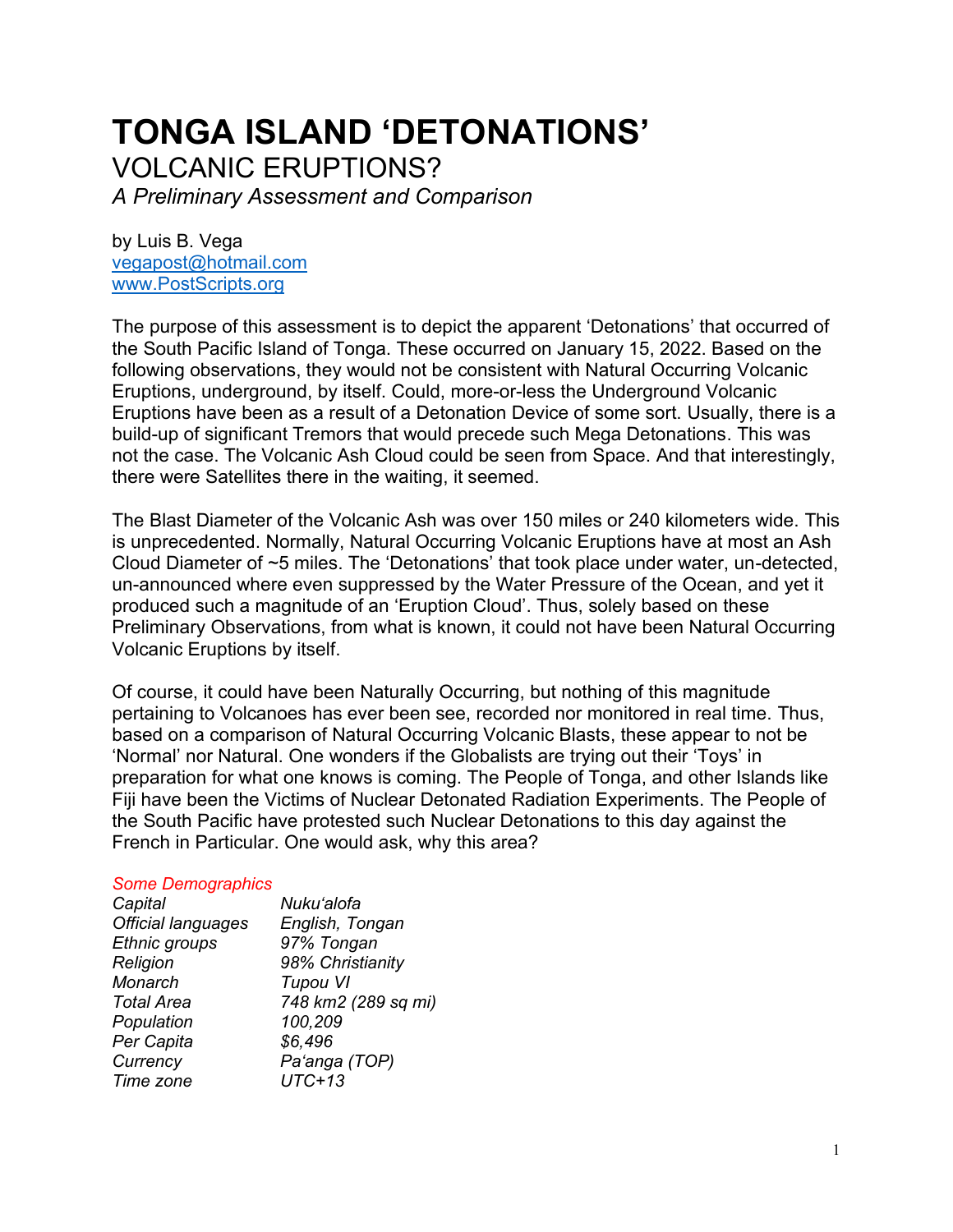# TONGA ISLAND 'DETONATIONS'

## VOLCANIC ERUPTIONS?

*A Preliminary Assessment and Comparison*

by Luis B. Vega
vegapost@hotmail.com
www.PostScripts.org

The purpose of this assessment is to depict the apparent 'Detonations' that occurred of the South Pacific Island of Tonga. These occurred on January 15, 2022. Based on the following observations, they would not be consistent with Natural Occurring Volcanic Eruptions, underground, by itself. Could, more-or-less the Underground Volcanic Eruptions have been as a result of a Detonation Device of some sort. Usually, there is a build-up of significant Tremors that would precede such Mega Detonations. This was not the case. The Volcanic Ash Cloud could be seen from Space. And that interestingly, there were Satellites there in the waiting, it seemed.

The Blast Diameter of the Volcanic Ash was over 150 miles or 240 kilometers wide. This is unprecedented. Normally, Natural Occurring Volcanic Eruptions have at most an Ash Cloud Diameter of ~5 miles. The 'Detonations' that took place under water, un-detected, un-announced where even suppressed by the Water Pressure of the Ocean, and yet it produced such a magnitude of an 'Eruption Cloud'. Thus, solely based on these Preliminary Observations, from what is known, it could not have been Natural Occurring Volcanic Eruptions by itself.

Of course, it could have been Naturally Occurring, but nothing of this magnitude pertaining to Volcanoes has ever been see, recorded nor monitored in real time. Thus, based on a comparison of Natural Occurring Volcanic Blasts, these appear to not be 'Normal' nor Natural. One wonders if the Globalists are trying out their 'Toys' in preparation for what one knows is coming. The People of Tonga, and other Islands like Fiji have been the Victims of Nuclear Detonated Radiation Experiments. The People of the South Pacific have protested such Nuclear Detonations to this day against the French in Particular. One would ask, why this area?

*Some Demographics*

| | |
|---|---|
| *Capital* | *Nuku'alofa* |
| *Official languages* | *English, Tongan* |
| *Ethnic groups* | *97% Tongan* |
| *Religion* | *98% Christianity* |
| *Monarch* | *Tupou VI* |
| *Total Area* | *748 km2 (289 sq mi)* |
| *Population* | *100,209* |
| *Per Capita* | *$6,496* |
| *Currency* | *Pa'anga (TOP)* |
| *Time zone* | *UTC+13* |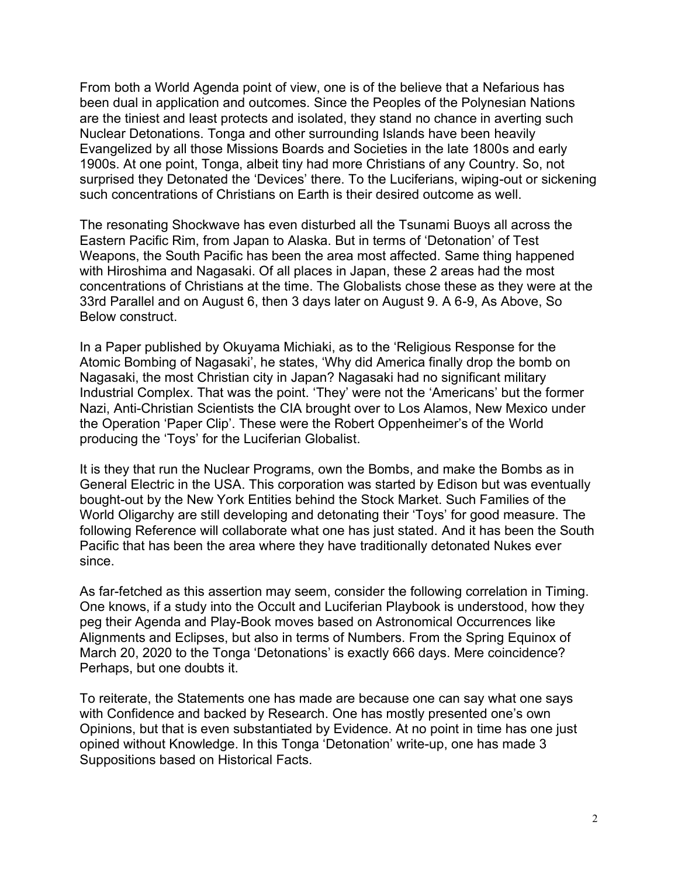From both a World Agenda point of view, one is of the believe that a Nefarious has been dual in application and outcomes. Since the Peoples of the Polynesian Nations are the tiniest and least protects and isolated, they stand no chance in averting such Nuclear Detonations. Tonga and other surrounding Islands have been heavily Evangelized by all those Missions Boards and Societies in the late 1800s and early 1900s. At one point, Tonga, albeit tiny had more Christians of any Country. So, not surprised they Detonated the 'Devices' there. To the Luciferians, wiping-out or sickening such concentrations of Christians on Earth is their desired outcome as well.

The resonating Shockwave has even disturbed all the Tsunami Buoys all across the Eastern Pacific Rim, from Japan to Alaska. But in terms of 'Detonation' of Test Weapons, the South Pacific has been the area most affected. Same thing happened with Hiroshima and Nagasaki. Of all places in Japan, these 2 areas had the most concentrations of Christians at the time. The Globalists chose these as they were at the 33rd Parallel and on August 6, then 3 days later on August 9. A 6-9, As Above, So Below construct.

In a Paper published by Okuyama Michiaki, as to the 'Religious Response for the Atomic Bombing of Nagasaki', he states, 'Why did America finally drop the bomb on Nagasaki, the most Christian city in Japan? Nagasaki had no significant military Industrial Complex. That was the point. 'They' were not the 'Americans' but the former Nazi, Anti-Christian Scientists the CIA brought over to Los Alamos, New Mexico under the Operation 'Paper Clip'. These were the Robert Oppenheimer's of the World producing the 'Toys' for the Luciferian Globalist.

It is they that run the Nuclear Programs, own the Bombs, and make the Bombs as in General Electric in the USA. This corporation was started by Edison but was eventually bought-out by the New York Entities behind the Stock Market. Such Families of the World Oligarchy are still developing and detonating their 'Toys' for good measure. The following Reference will collaborate what one has just stated. And it has been the South Pacific that has been the area where they have traditionally detonated Nukes ever since.

As far-fetched as this assertion may seem, consider the following correlation in Timing. One knows, if a study into the Occult and Luciferian Playbook is understood, how they peg their Agenda and Play-Book moves based on Astronomical Occurrences like Alignments and Eclipses, but also in terms of Numbers. From the Spring Equinox of March 20, 2020 to the Tonga 'Detonations' is exactly 666 days. Mere coincidence? Perhaps, but one doubts it.

To reiterate, the Statements one has made are because one can say what one says with Confidence and backed by Research. One has mostly presented one's own Opinions, but that is even substantiated by Evidence. At no point in time has one just opined without Knowledge. In this Tonga 'Detonation' write-up, one has made 3 Suppositions based on Historical Facts.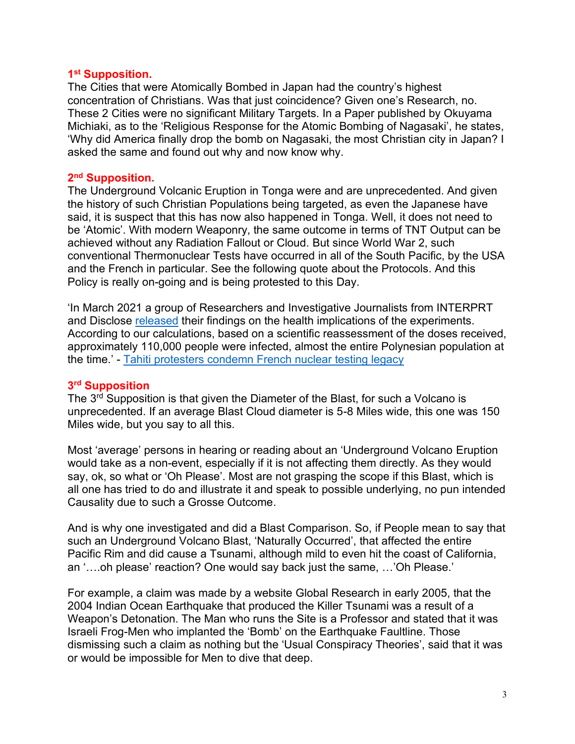### 1st Supposition.

The Cities that were Atomically Bombed in Japan had the country's highest concentration of Christians. Was that just coincidence? Given one's Research, no. These 2 Cities were no significant Military Targets. In a Paper published by Okuyama Michiaki, as to the 'Religious Response for the Atomic Bombing of Nagasaki', he states, 'Why did America finally drop the bomb on Nagasaki, the most Christian city in Japan? I asked the same and found out why and now know why.

### 2nd Supposition.

The Underground Volcanic Eruption in Tonga were and are unprecedented. And given the history of such Christian Populations being targeted, as even the Japanese have said, it is suspect that this has now also happened in Tonga. Well, it does not need to be 'Atomic'. With modern Weaponry, the same outcome in terms of TNT Output can be achieved without any Radiation Fallout or Cloud. But since World War 2, such conventional Thermonuclear Tests have occurred in all of the South Pacific, by the USA and the French in particular. See the following quote about the Protocols. And this Policy is really on-going and is being protested to this Day.

'In March 2021 a group of Researchers and Investigative Journalists from INTERPRT and Disclose released their findings on the health implications of the experiments. According to our calculations, based on a scientific reassessment of the doses received, approximately 110,000 people were infected, almost the entire Polynesian population at the time.' - Tahiti protesters condemn French nuclear testing legacy

### 3rd Supposition

The 3rd Supposition is that given the Diameter of the Blast, for such a Volcano is unprecedented. If an average Blast Cloud diameter is 5-8 Miles wide, this one was 150 Miles wide, but you say to all this.

Most 'average' persons in hearing or reading about an 'Underground Volcano Eruption would take as a non-event, especially if it is not affecting them directly. As they would say, ok, so what or 'Oh Please'. Most are not grasping the scope if this Blast, which is all one has tried to do and illustrate it and speak to possible underlying, no pun intended Causality due to such a Grosse Outcome.

And is why one investigated and did a Blast Comparison. So, if People mean to say that such an Underground Volcano Blast, 'Naturally Occurred', that affected the entire Pacific Rim and did cause a Tsunami, although mild to even hit the coast of California, an '….oh please' reaction? One would say back just the same, …'Oh Please.'

For example, a claim was made by a website Global Research in early 2005, that the 2004 Indian Ocean Earthquake that produced the Killer Tsunami was a result of a Weapon's Detonation. The Man who runs the Site is a Professor and stated that it was Israeli Frog-Men who implanted the 'Bomb' on the Earthquake Faultline. Those dismissing such a claim as nothing but the 'Usual Conspiracy Theories', said that it was or would be impossible for Men to dive that deep.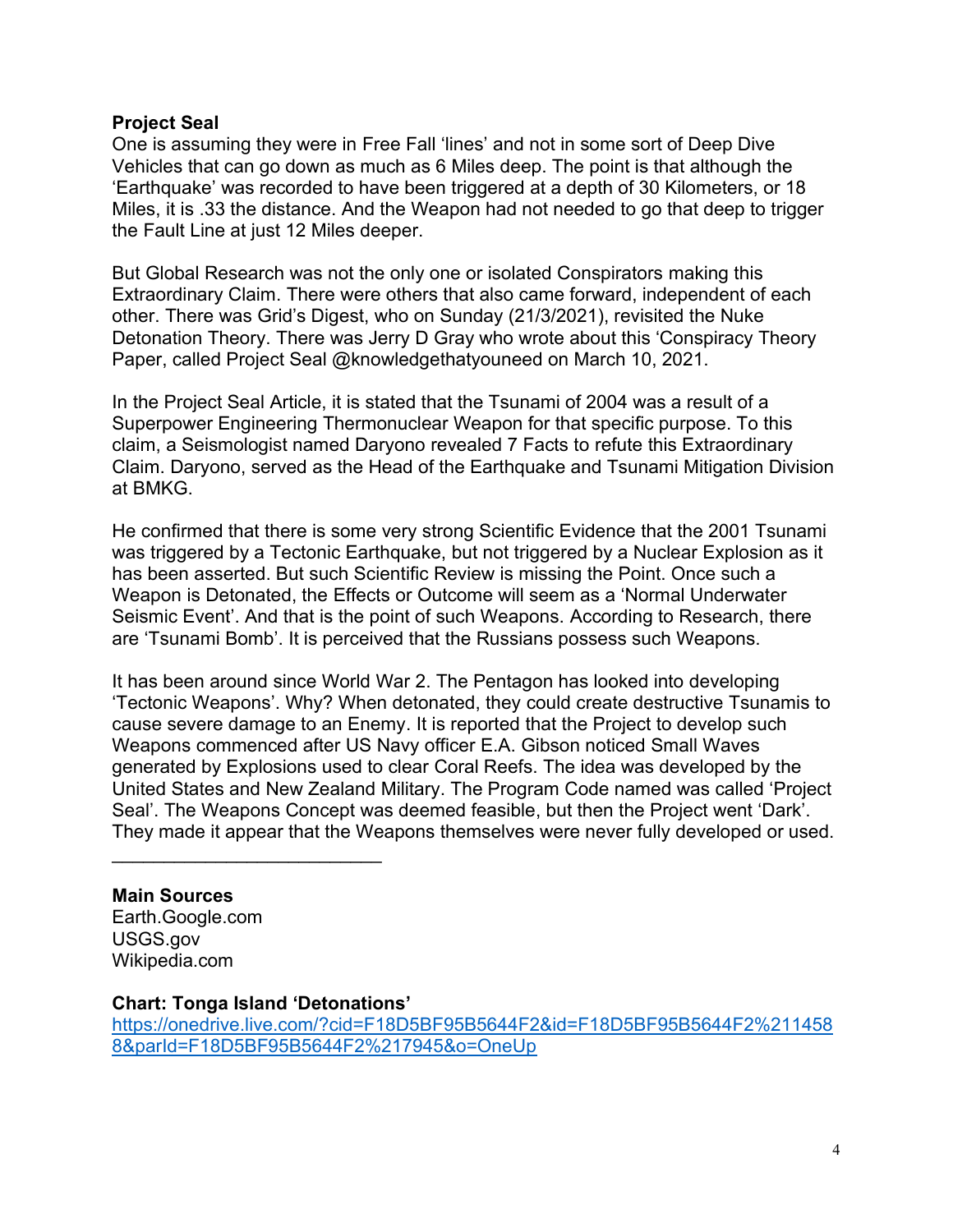**Project Seal**

One is assuming they were in Free Fall 'lines' and not in some sort of Deep Dive Vehicles that can go down as much as 6 Miles deep. The point is that although the 'Earthquake' was recorded to have been triggered at a depth of 30 Kilometers, or 18 Miles, it is .33 the distance. And the Weapon had not needed to go that deep to trigger the Fault Line at just 12 Miles deeper.

But Global Research was not the only one or isolated Conspirators making this Extraordinary Claim. There were others that also came forward, independent of each other. There was Grid's Digest, who on Sunday (21/3/2021), revisited the Nuke Detonation Theory. There was Jerry D Gray who wrote about this 'Conspiracy Theory Paper, called Project Seal @knowledgethatyouneed on March 10, 2021.

In the Project Seal Article, it is stated that the Tsunami of 2004 was a result of a Superpower Engineering Thermonuclear Weapon for that specific purpose. To this claim, a Seismologist named Daryono revealed 7 Facts to refute this Extraordinary Claim. Daryono, served as the Head of the Earthquake and Tsunami Mitigation Division at BMKG.

He confirmed that there is some very strong Scientific Evidence that the 2001 Tsunami was triggered by a Tectonic Earthquake, but not triggered by a Nuclear Explosion as it has been asserted. But such Scientific Review is missing the Point. Once such a Weapon is Detonated, the Effects or Outcome will seem as a 'Normal Underwater Seismic Event'. And that is the point of such Weapons. According to Research, there are 'Tsunami Bomb'. It is perceived that the Russians possess such Weapons.

It has been around since World War 2. The Pentagon has looked into developing 'Tectonic Weapons'. Why? When detonated, they could create destructive Tsunamis to cause severe damage to an Enemy. It is reported that the Project to develop such Weapons commenced after US Navy officer E.A. Gibson noticed Small Waves generated by Explosions used to clear Coral Reefs. The idea was developed by the United States and New Zealand Military. The Program Code named was called 'Project Seal'. The Weapons Concept was deemed feasible, but then the Project went 'Dark'. They made it appear that the Weapons themselves were never fully developed or used.

---

**Main Sources**

Earth.Google.com
USGS.gov
Wikipedia.com

**Chart: Tonga Island 'Detonations'**

https://onedrive.live.com/?cid=F18D5BF95B5644F2&id=F18D5BF95B5644F2%2114588&parId=F18D5BF95B5644F2%217945&o=OneUp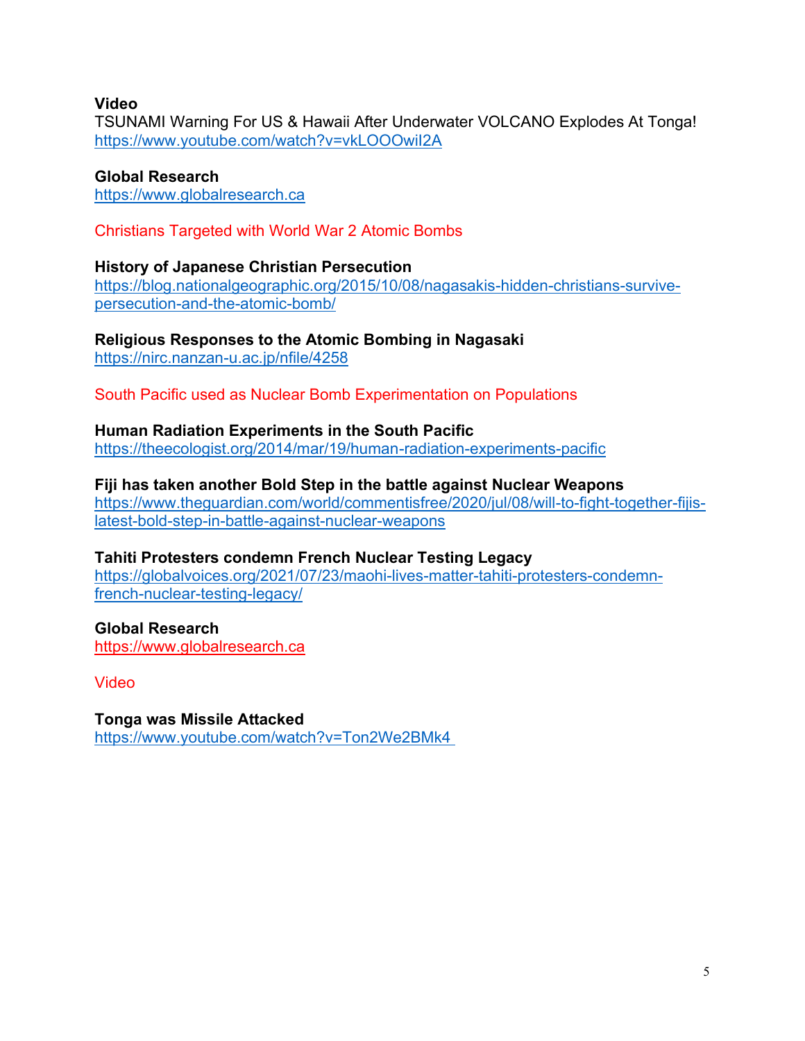**Video**
TSUNAMI Warning For US & Hawaii After Underwater VOLCANO Explodes At Tonga!
https://www.youtube.com/watch?v=vkLOOOwiI2A

**Global Research**
https://www.globalresearch.ca

Christians Targeted with World War 2 Atomic Bombs

**History of Japanese Christian Persecution**
https://blog.nationalgeographic.org/2015/10/08/nagasakis-hidden-christians-survive-persecution-and-the-atomic-bomb/

**Religious Responses to the Atomic Bombing in Nagasaki**
https://nirc.nanzan-u.ac.jp/nfile/4258

South Pacific used as Nuclear Bomb Experimentation on Populations

**Human Radiation Experiments in the South Pacific**
https://theecologist.org/2014/mar/19/human-radiation-experiments-pacific

**Fiji has taken another Bold Step in the battle against Nuclear Weapons**
https://www.theguardian.com/world/commentisfree/2020/jul/08/will-to-fight-together-fijis-latest-bold-step-in-battle-against-nuclear-weapons

**Tahiti Protesters condemn French Nuclear Testing Legacy**
https://globalvoices.org/2021/07/23/maohi-lives-matter-tahiti-protesters-condemn-french-nuclear-testing-legacy/

**Global Research**
https://www.globalresearch.ca

Video

**Tonga was Missile Attacked**
https://www.youtube.com/watch?v=Ton2We2BMk4